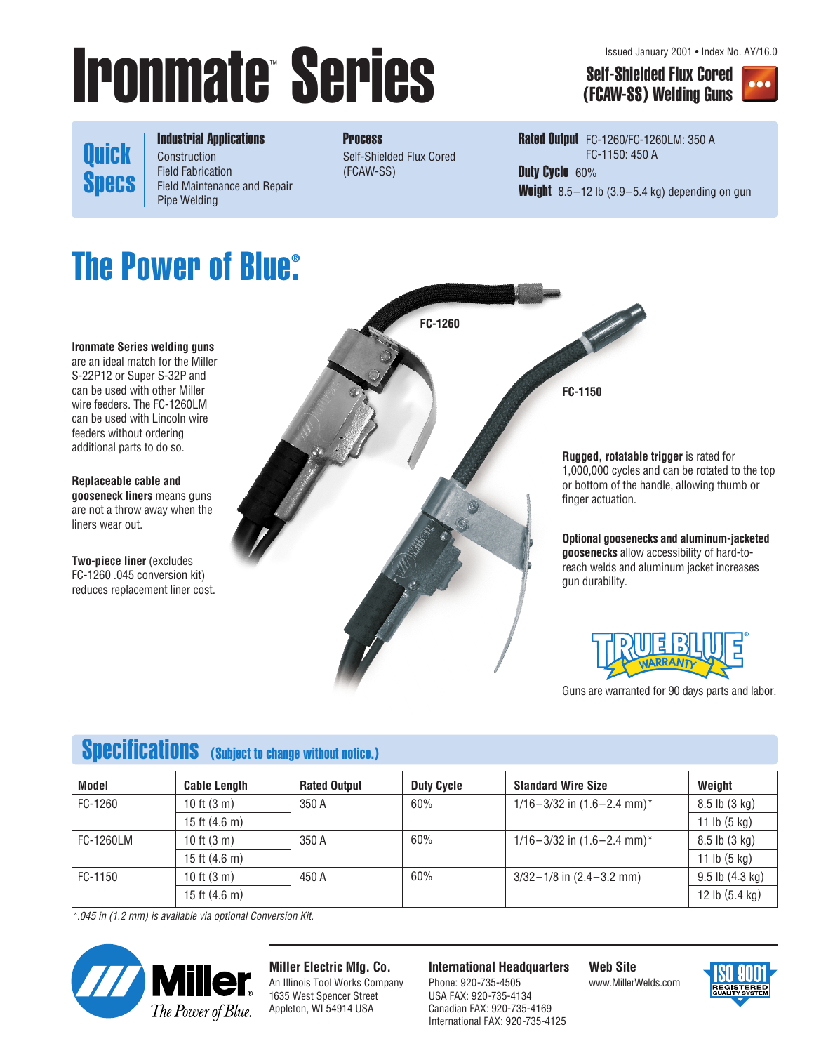Issued January 2001 • Index No. AY/16.0

# Ironmate™ Series

**Self-Shielded Flux Cored (FCAW-SS) Welding Guns**

## Quick Specs

**Industrial Applications**
Construction
Field Fabrication
Field Maintenance and Repair
Pipe Welding

**Process**
Self-Shielded Flux Cored (FCAW-SS)

**Rated Output** FC-1260/FC-1260LM: 350 A
FC-1150: 450 A

**Duty Cycle** 60%

**Weight** 8.5–12 lb (3.9–5.4 kg) depending on gun

## The Power of Blue®

**Ironmate Series welding guns** are an ideal match for the Miller S-22P12 or Super S-32P and can be used with other Miller wire feeders. The FC-1260LM can be used with Lincoln wire feeders without ordering additional parts to do so.

**Replaceable cable and gooseneck liners** means guns are not a throw away when the liners wear out.

**Two-piece liner** (excludes FC-1260 .045 conversion kit) reduces replacement liner cost.

FC-1260

FC-1150

**Rugged, rotatable trigger** is rated for 1,000,000 cycles and can be rotated to the top or bottom of the handle, allowing thumb or finger actuation.

**Optional goosenecks and aluminum-jacketed goosenecks** allow accessibility of hard-to-reach welds and aluminum jacket increases gun durability.

TRUE BLUE® WARRANTY

Guns are warranted for 90 days parts and labor.

## Specifications (Subject to change without notice.)

| Model | Cable Length | Rated Output | Duty Cycle | Standard Wire Size | Weight |
|---|---|---|---|---|---|
| FC-1260 | 10 ft (3 m) | 350 A | 60% | 1/16–3/32 in (1.6–2.4 mm)* | 8.5 lb (3 kg) |
| | 15 ft (4.6 m) | | | | 11 lb (5 kg) |
| FC-1260LM | 10 ft (3 m) | 350 A | 60% | 1/16–3/32 in (1.6–2.4 mm)* | 8.5 lb (3 kg) |
| | 15 ft (4.6 m) | | | | 11 lb (5 kg) |
| FC-1150 | 10 ft (3 m) | 450 A | 60% | 3/32–1/8 in (2.4–3.2 mm) | 9.5 lb (4.3 kg) |
| | 15 ft (4.6 m) | | | | 12 lb (5.4 kg) |

*\*.045 in (1.2 mm) is available via optional Conversion Kit.*

Miller® The Power of Blue.

**Miller Electric Mfg. Co.**
An Illinois Tool Works Company
1635 West Spencer Street
Appleton, WI 54914 USA

**International Headquarters**
Phone: 920-735-4505
USA FAX: 920-735-4134
Canadian FAX: 920-735-4169
International FAX: 920-735-4125

**Web Site**
www.MillerWelds.com

ISO 9001 REGISTERED QUALITY SYSTEM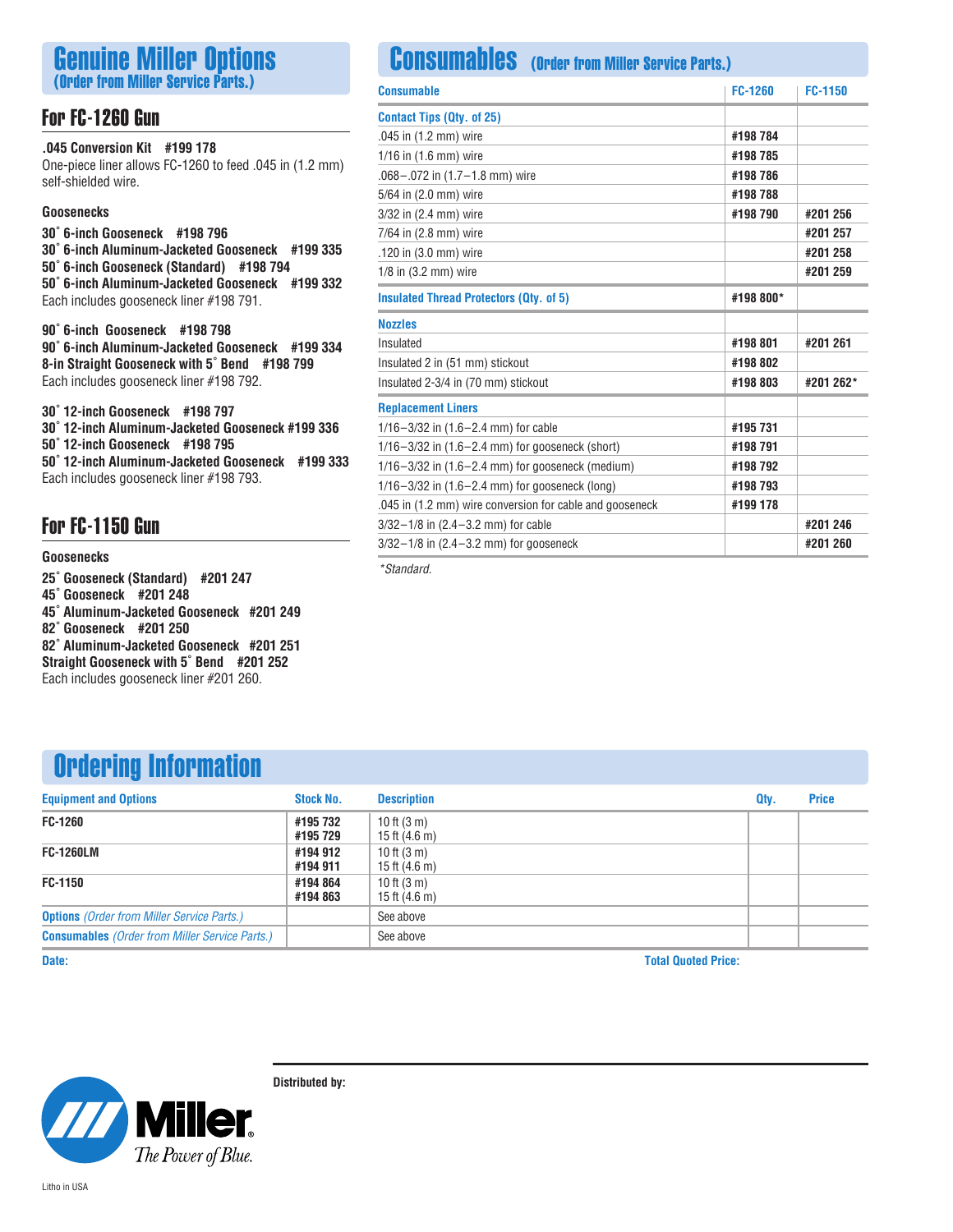## Genuine Miller Options
**(Order from Miller Service Parts.)**

### For FC-1260 Gun

**.045 Conversion Kit #199 178**
One-piece liner allows FC-1260 to feed .045 in (1.2 mm) self-shielded wire.

**Goosenecks**

**30° 6-inch Gooseneck #198 796**
**30° 6-inch Aluminum-Jacketed Gooseneck #199 335**
**50° 6-inch Gooseneck (Standard) #198 794**
**50° 6-inch Aluminum-Jacketed Gooseneck #199 332**
Each includes gooseneck liner #198 791.

**90° 6-inch Gooseneck #198 798**
**90° 6-inch Aluminum-Jacketed Gooseneck #199 334**
**8-in Straight Gooseneck with 5° Bend #198 799**
Each includes gooseneck liner #198 792.

**30° 12-inch Gooseneck #198 797**
**30° 12-inch Aluminum-Jacketed Gooseneck #199 336**
**50° 12-inch Gooseneck #198 795**
**50° 12-inch Aluminum-Jacketed Gooseneck #199 333**
Each includes gooseneck liner #198 793.

### For FC-1150 Gun

**Goosenecks**

**25° Gooseneck (Standard) #201 247**
**45° Gooseneck #201 248**
**45° Aluminum-Jacketed Gooseneck #201 249**
**82° Gooseneck #201 250**
**82° Aluminum-Jacketed Gooseneck #201 251**
**Straight Gooseneck with 5° Bend #201 252**
Each includes gooseneck liner #201 260.

## Consumables (Order from Miller Service Parts.)

| Consumable | FC-1260 | FC-1150 |
|---|---|---|
| **Contact Tips (Qty. of 25)** | | |
| .045 in (1.2 mm) wire | #198 784 | |
| 1/16 in (1.6 mm) wire | #198 785 | |
| .068–.072 in (1.7–1.8 mm) wire | #198 786 | |
| 5/64 in (2.0 mm) wire | #198 788 | |
| 3/32 in (2.4 mm) wire | #198 790 | #201 256 |
| 7/64 in (2.8 mm) wire | | #201 257 |
| .120 in (3.0 mm) wire | | #201 258 |
| 1/8 in (3.2 mm) wire | | #201 259 |
| **Insulated Thread Protectors (Qty. of 5)** | #198 800* | |
| **Nozzles** | | |
| Insulated | #198 801 | #201 261 |
| Insulated 2 in (51 mm) stickout | #198 802 | |
| Insulated 2-3/4 in (70 mm) stickout | #198 803 | #201 262* |
| **Replacement Liners** | | |
| 1/16–3/32 in (1.6–2.4 mm) for cable | #195 731 | |
| 1/16–3/32 in (1.6–2.4 mm) for gooseneck (short) | #198 791 | |
| 1/16–3/32 in (1.6–2.4 mm) for gooseneck (medium) | #198 792 | |
| 1/16–3/32 in (1.6–2.4 mm) for gooseneck (long) | #198 793 | |
| .045 in (1.2 mm) wire conversion for cable and gooseneck | #199 178 | |
| 3/32–1/8 in (2.4–3.2 mm) for cable | | #201 246 |
| 3/32–1/8 in (2.4–3.2 mm) for gooseneck | | #201 260 |

*Standard.

## Ordering Information

| Equipment and Options | Stock No. | Description | Qty. | Price |
|---|---|---|---|---|
| **FC-1260** | #195 732<br>#195 729 | 10 ft (3 m)<br>15 ft (4.6 m) | | |
| **FC-1260LM** | #194 912<br>#194 911 | 10 ft (3 m)<br>15 ft (4.6 m) | | |
| **FC-1150** | #194 864<br>#194 863 | 10 ft (3 m)<br>15 ft (4.6 m) | | |
| **Options** *(Order from Miller Service Parts.)* | | See above | | |
| **Consumables** *(Order from Miller Service Parts.)* | | See above | | |

**Date:** **Total Quoted Price:**

**Distributed by:**

Miller
The Power of Blue.

Litho in USA